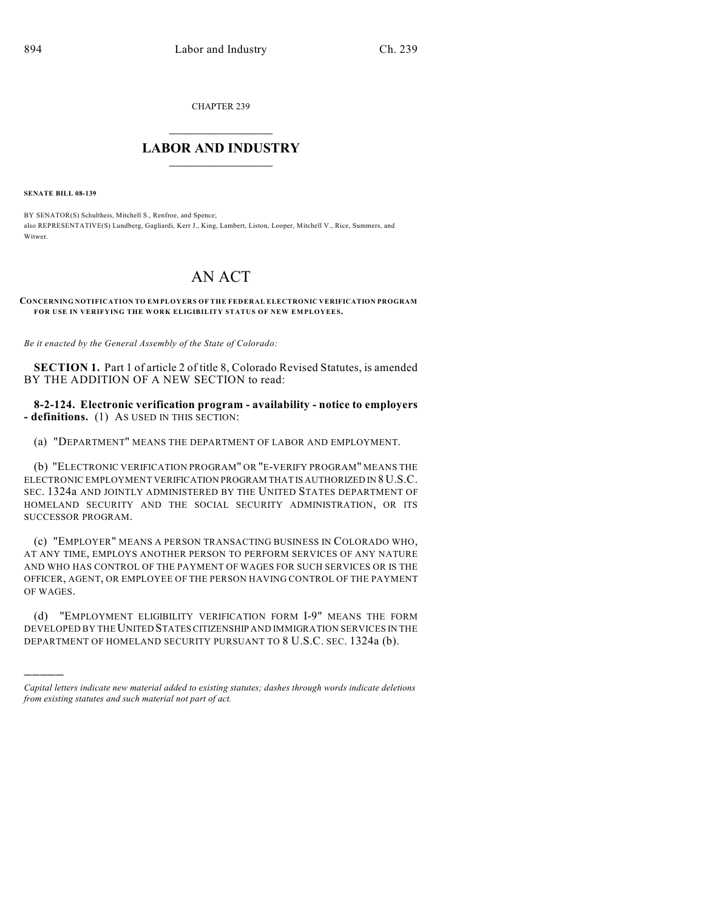CHAPTER 239

## LABOR AND INDUSTRY

**SENATE BILL 08-139**

BY SENATOR(S) Schultheis, Mitchell S., Renfroe, and Spence;
also REPRESENTATIVE(S) Lundberg, Gagliardi, Kerr J., King, Lambert, Liston, Looper, Mitchell V., Rice, Summers, and Witwer.

# AN ACT

**CONCERNING NOTIFICATION TO EMPLOYERS OF THE FEDERAL ELECTRONIC VERIFICATION PROGRAM FOR USE IN VERIFYING THE WORK ELIGIBILITY STATUS OF NEW EMPLOYEES.**

*Be it enacted by the General Assembly of the State of Colorado:*

**SECTION 1.** Part 1 of article 2 of title 8, Colorado Revised Statutes, is amended BY THE ADDITION OF A NEW SECTION to read:

**8-2-124. Electronic verification program - availability - notice to employers - definitions.** (1) AS USED IN THIS SECTION:

(a) "DEPARTMENT" MEANS THE DEPARTMENT OF LABOR AND EMPLOYMENT.

(b) "ELECTRONIC VERIFICATION PROGRAM" OR "E-VERIFY PROGRAM" MEANS THE ELECTRONIC EMPLOYMENT VERIFICATION PROGRAM THAT IS AUTHORIZED IN 8 U.S.C. SEC. 1324a AND JOINTLY ADMINISTERED BY THE UNITED STATES DEPARTMENT OF HOMELAND SECURITY AND THE SOCIAL SECURITY ADMINISTRATION, OR ITS SUCCESSOR PROGRAM.

(c) "EMPLOYER" MEANS A PERSON TRANSACTING BUSINESS IN COLORADO WHO, AT ANY TIME, EMPLOYS ANOTHER PERSON TO PERFORM SERVICES OF ANY NATURE AND WHO HAS CONTROL OF THE PAYMENT OF WAGES FOR SUCH SERVICES OR IS THE OFFICER, AGENT, OR EMPLOYEE OF THE PERSON HAVING CONTROL OF THE PAYMENT OF WAGES.

(d) "EMPLOYMENT ELIGIBILITY VERIFICATION FORM I-9" MEANS THE FORM DEVELOPED BY THE UNITED STATES CITIZENSHIP AND IMMIGRATION SERVICES IN THE DEPARTMENT OF HOMELAND SECURITY PURSUANT TO 8 U.S.C. SEC. 1324a (b).

---

*Capital letters indicate new material added to existing statutes; dashes through words indicate deletions from existing statutes and such material not part of act.*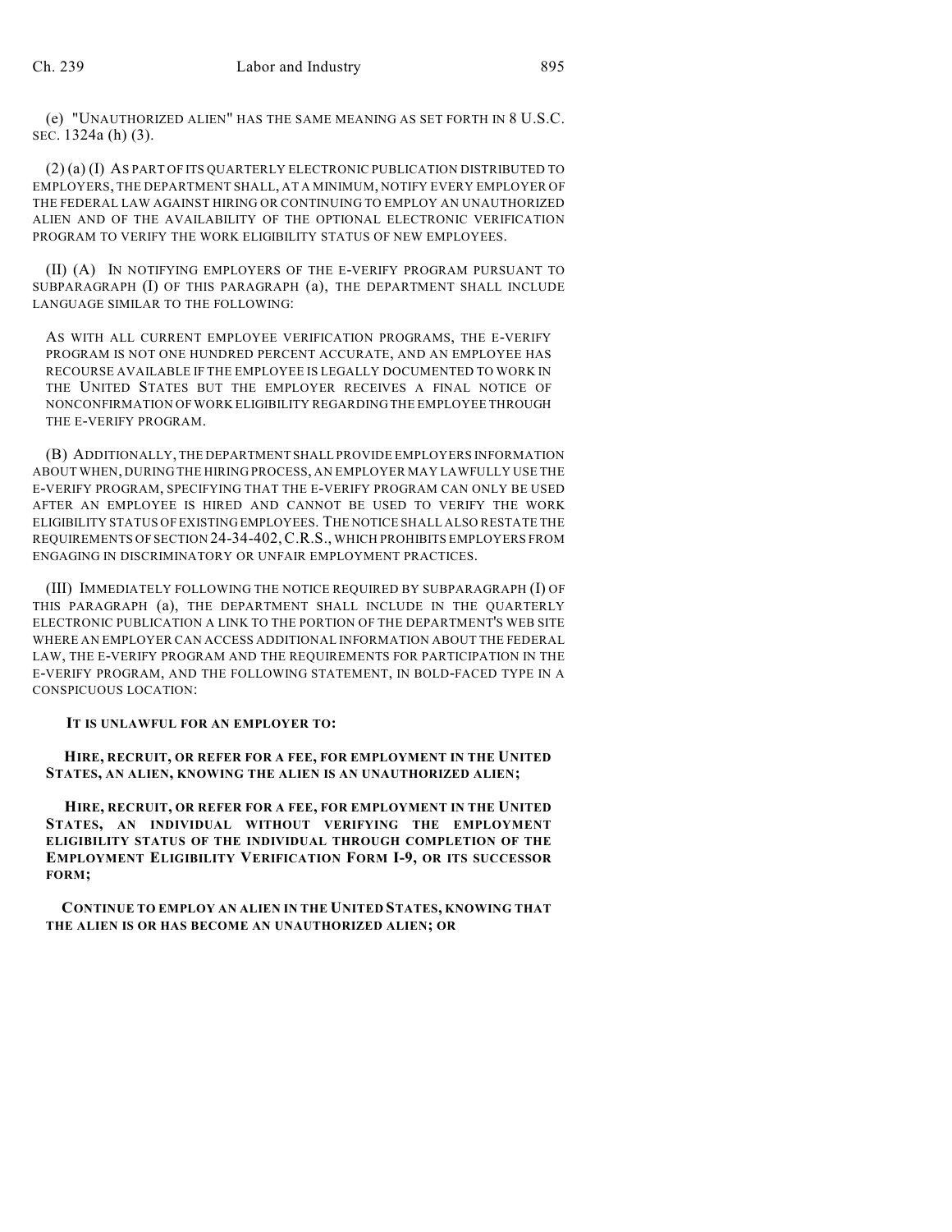(e) "UNAUTHORIZED ALIEN" HAS THE SAME MEANING AS SET FORTH IN 8 U.S.C. SEC. 1324a (h) (3).

(2) (a) (I) AS PART OF ITS QUARTERLY ELECTRONIC PUBLICATION DISTRIBUTED TO EMPLOYERS, THE DEPARTMENT SHALL, AT A MINIMUM, NOTIFY EVERY EMPLOYER OF THE FEDERAL LAW AGAINST HIRING OR CONTINUING TO EMPLOY AN UNAUTHORIZED ALIEN AND OF THE AVAILABILITY OF THE OPTIONAL ELECTRONIC VERIFICATION PROGRAM TO VERIFY THE WORK ELIGIBILITY STATUS OF NEW EMPLOYEES.

(II) (A) IN NOTIFYING EMPLOYERS OF THE E-VERIFY PROGRAM PURSUANT TO SUBPARAGRAPH (I) OF THIS PARAGRAPH (a), THE DEPARTMENT SHALL INCLUDE LANGUAGE SIMILAR TO THE FOLLOWING:

> AS WITH ALL CURRENT EMPLOYEE VERIFICATION PROGRAMS, THE E-VERIFY PROGRAM IS NOT ONE HUNDRED PERCENT ACCURATE, AND AN EMPLOYEE HAS RECOURSE AVAILABLE IF THE EMPLOYEE IS LEGALLY DOCUMENTED TO WORK IN THE UNITED STATES BUT THE EMPLOYER RECEIVES A FINAL NOTICE OF NONCONFIRMATION OF WORK ELIGIBILITY REGARDING THE EMPLOYEE THROUGH THE E-VERIFY PROGRAM.

(B) ADDITIONALLY, THE DEPARTMENT SHALL PROVIDE EMPLOYERS INFORMATION ABOUT WHEN, DURING THE HIRING PROCESS, AN EMPLOYER MAY LAWFULLY USE THE E-VERIFY PROGRAM, SPECIFYING THAT THE E-VERIFY PROGRAM CAN ONLY BE USED AFTER AN EMPLOYEE IS HIRED AND CANNOT BE USED TO VERIFY THE WORK ELIGIBILITY STATUS OF EXISTING EMPLOYEES. THE NOTICE SHALL ALSO RESTATE THE REQUIREMENTS OF SECTION 24-34-402, C.R.S., WHICH PROHIBITS EMPLOYERS FROM ENGAGING IN DISCRIMINATORY OR UNFAIR EMPLOYMENT PRACTICES.

(III) IMMEDIATELY FOLLOWING THE NOTICE REQUIRED BY SUBPARAGRAPH (I) OF THIS PARAGRAPH (a), THE DEPARTMENT SHALL INCLUDE IN THE QUARTERLY ELECTRONIC PUBLICATION A LINK TO THE PORTION OF THE DEPARTMENT'S WEB SITE WHERE AN EMPLOYER CAN ACCESS ADDITIONAL INFORMATION ABOUT THE FEDERAL LAW, THE E-VERIFY PROGRAM AND THE REQUIREMENTS FOR PARTICIPATION IN THE E-VERIFY PROGRAM, AND THE FOLLOWING STATEMENT, IN BOLD-FACED TYPE IN A CONSPICUOUS LOCATION:

> **IT IS UNLAWFUL FOR AN EMPLOYER TO:**
>
> **HIRE, RECRUIT, OR REFER FOR A FEE, FOR EMPLOYMENT IN THE UNITED STATES, AN ALIEN, KNOWING THE ALIEN IS AN UNAUTHORIZED ALIEN;**
>
> **HIRE, RECRUIT, OR REFER FOR A FEE, FOR EMPLOYMENT IN THE UNITED STATES, AN INDIVIDUAL WITHOUT VERIFYING THE EMPLOYMENT ELIGIBILITY STATUS OF THE INDIVIDUAL THROUGH COMPLETION OF THE EMPLOYMENT ELIGIBILITY VERIFICATION FORM I-9, OR ITS SUCCESSOR FORM;**
>
> **CONTINUE TO EMPLOY AN ALIEN IN THE UNITED STATES, KNOWING THAT THE ALIEN IS OR HAS BECOME AN UNAUTHORIZED ALIEN; OR**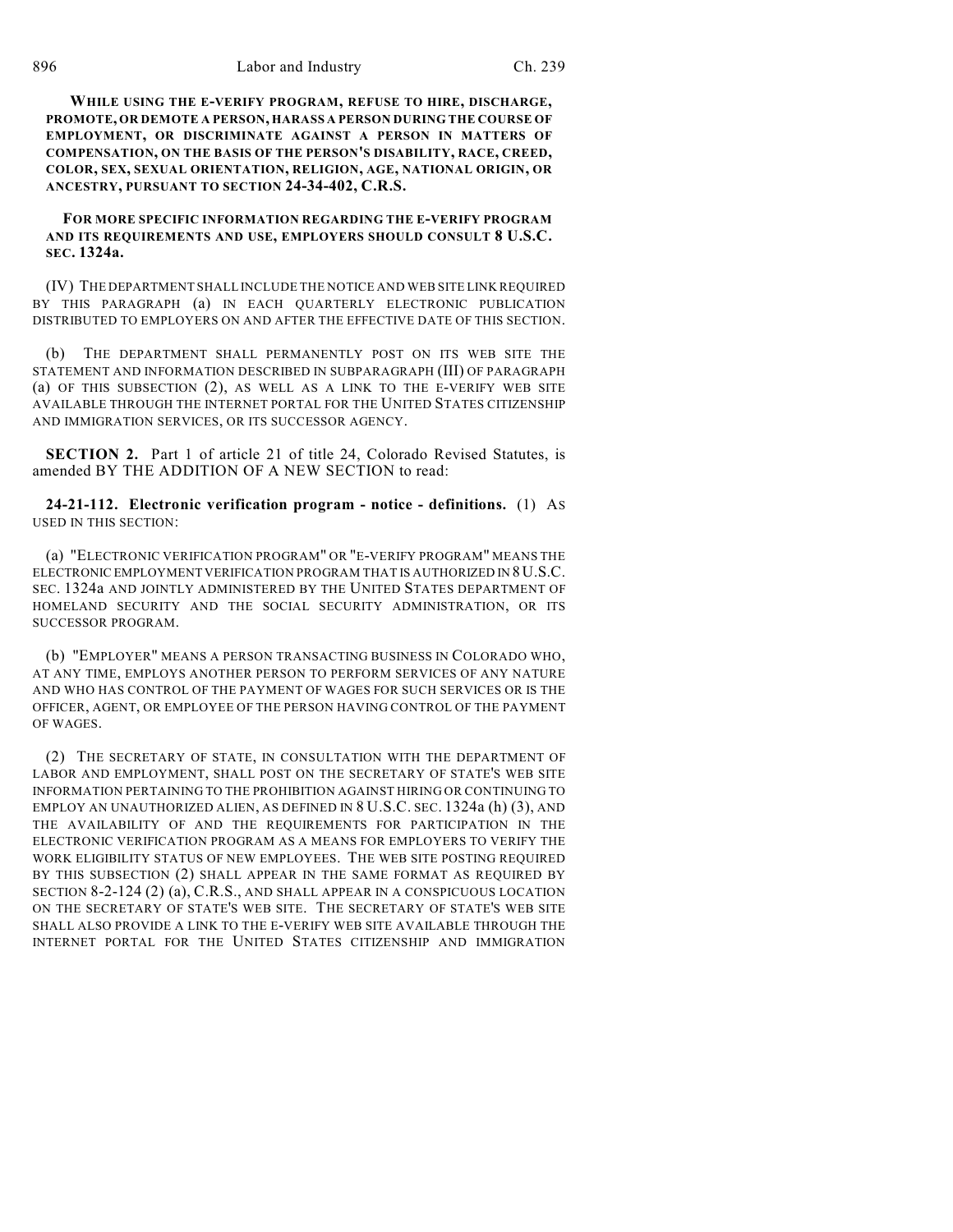**WHILE USING THE E-VERIFY PROGRAM, REFUSE TO HIRE, DISCHARGE, PROMOTE, OR DEMOTE A PERSON, HARASS A PERSON DURING THE COURSE OF EMPLOYMENT, OR DISCRIMINATE AGAINST A PERSON IN MATTERS OF COMPENSATION, ON THE BASIS OF THE PERSON'S DISABILITY, RACE, CREED, COLOR, SEX, SEXUAL ORIENTATION, RELIGION, AGE, NATIONAL ORIGIN, OR ANCESTRY, PURSUANT TO SECTION 24-34-402, C.R.S.**

**FOR MORE SPECIFIC INFORMATION REGARDING THE E-VERIFY PROGRAM AND ITS REQUIREMENTS AND USE, EMPLOYERS SHOULD CONSULT 8 U.S.C. SEC. 1324a.**

(IV) THE DEPARTMENT SHALL INCLUDE THE NOTICE AND WEB SITE LINK REQUIRED BY THIS PARAGRAPH (a) IN EACH QUARTERLY ELECTRONIC PUBLICATION DISTRIBUTED TO EMPLOYERS ON AND AFTER THE EFFECTIVE DATE OF THIS SECTION.

(b) THE DEPARTMENT SHALL PERMANENTLY POST ON ITS WEB SITE THE STATEMENT AND INFORMATION DESCRIBED IN SUBPARAGRAPH (III) OF PARAGRAPH (a) OF THIS SUBSECTION (2), AS WELL AS A LINK TO THE E-VERIFY WEB SITE AVAILABLE THROUGH THE INTERNET PORTAL FOR THE UNITED STATES CITIZENSHIP AND IMMIGRATION SERVICES, OR ITS SUCCESSOR AGENCY.

**SECTION 2.** Part 1 of article 21 of title 24, Colorado Revised Statutes, is amended BY THE ADDITION OF A NEW SECTION to read:

**24-21-112. Electronic verification program - notice - definitions.** (1) AS USED IN THIS SECTION:

(a) "ELECTRONIC VERIFICATION PROGRAM" OR "E-VERIFY PROGRAM" MEANS THE ELECTRONIC EMPLOYMENT VERIFICATION PROGRAM THAT IS AUTHORIZED IN 8 U.S.C. SEC. 1324a AND JOINTLY ADMINISTERED BY THE UNITED STATES DEPARTMENT OF HOMELAND SECURITY AND THE SOCIAL SECURITY ADMINISTRATION, OR ITS SUCCESSOR PROGRAM.

(b) "EMPLOYER" MEANS A PERSON TRANSACTING BUSINESS IN COLORADO WHO, AT ANY TIME, EMPLOYS ANOTHER PERSON TO PERFORM SERVICES OF ANY NATURE AND WHO HAS CONTROL OF THE PAYMENT OF WAGES FOR SUCH SERVICES OR IS THE OFFICER, AGENT, OR EMPLOYEE OF THE PERSON HAVING CONTROL OF THE PAYMENT OF WAGES.

(2) THE SECRETARY OF STATE, IN CONSULTATION WITH THE DEPARTMENT OF LABOR AND EMPLOYMENT, SHALL POST ON THE SECRETARY OF STATE'S WEB SITE INFORMATION PERTAINING TO THE PROHIBITION AGAINST HIRING OR CONTINUING TO EMPLOY AN UNAUTHORIZED ALIEN, AS DEFINED IN 8 U.S.C. SEC. 1324a (h) (3), AND THE AVAILABILITY OF AND THE REQUIREMENTS FOR PARTICIPATION IN THE ELECTRONIC VERIFICATION PROGRAM AS A MEANS FOR EMPLOYERS TO VERIFY THE WORK ELIGIBILITY STATUS OF NEW EMPLOYEES. THE WEB SITE POSTING REQUIRED BY THIS SUBSECTION (2) SHALL APPEAR IN THE SAME FORMAT AS REQUIRED BY SECTION 8-2-124 (2) (a), C.R.S., AND SHALL APPEAR IN A CONSPICUOUS LOCATION ON THE SECRETARY OF STATE'S WEB SITE. THE SECRETARY OF STATE'S WEB SITE SHALL ALSO PROVIDE A LINK TO THE E-VERIFY WEB SITE AVAILABLE THROUGH THE INTERNET PORTAL FOR THE UNITED STATES CITIZENSHIP AND IMMIGRATION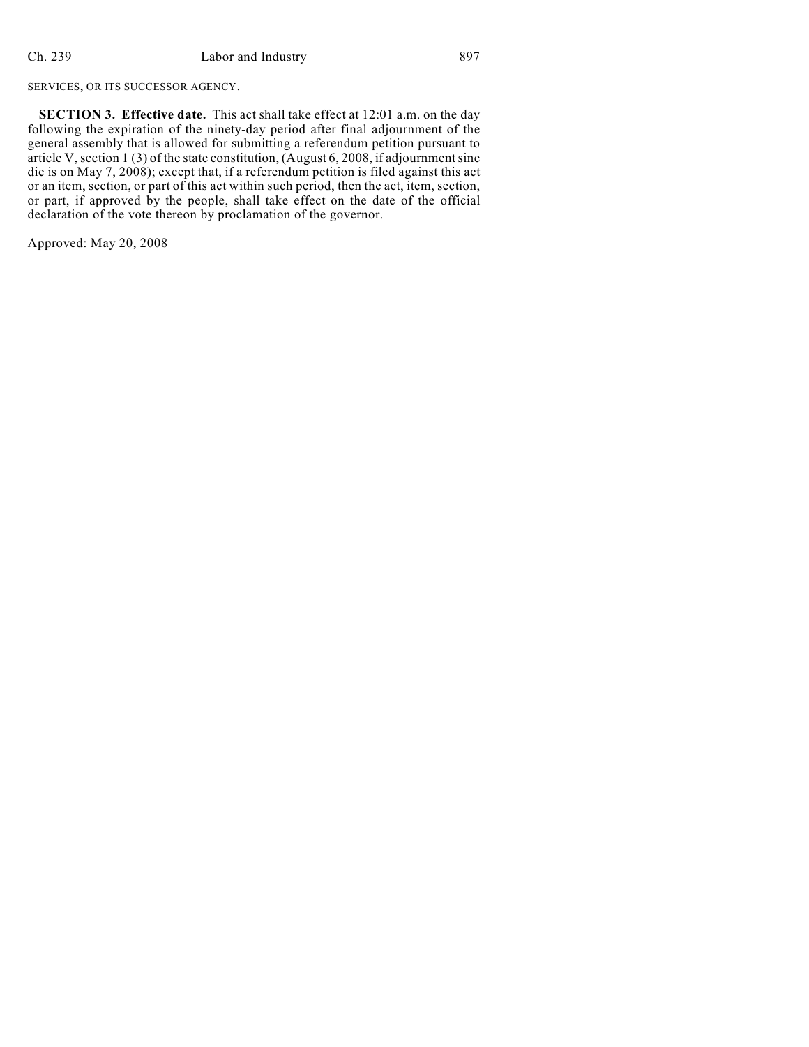SERVICES, OR ITS SUCCESSOR AGENCY.

**SECTION 3. Effective date.** This act shall take effect at 12:01 a.m. on the day following the expiration of the ninety-day period after final adjournment of the general assembly that is allowed for submitting a referendum petition pursuant to article V, section 1 (3) of the state constitution, (August 6, 2008, if adjournment sine die is on May 7, 2008); except that, if a referendum petition is filed against this act or an item, section, or part of this act within such period, then the act, item, section, or part, if approved by the people, shall take effect on the date of the official declaration of the vote thereon by proclamation of the governor.

Approved: May 20, 2008